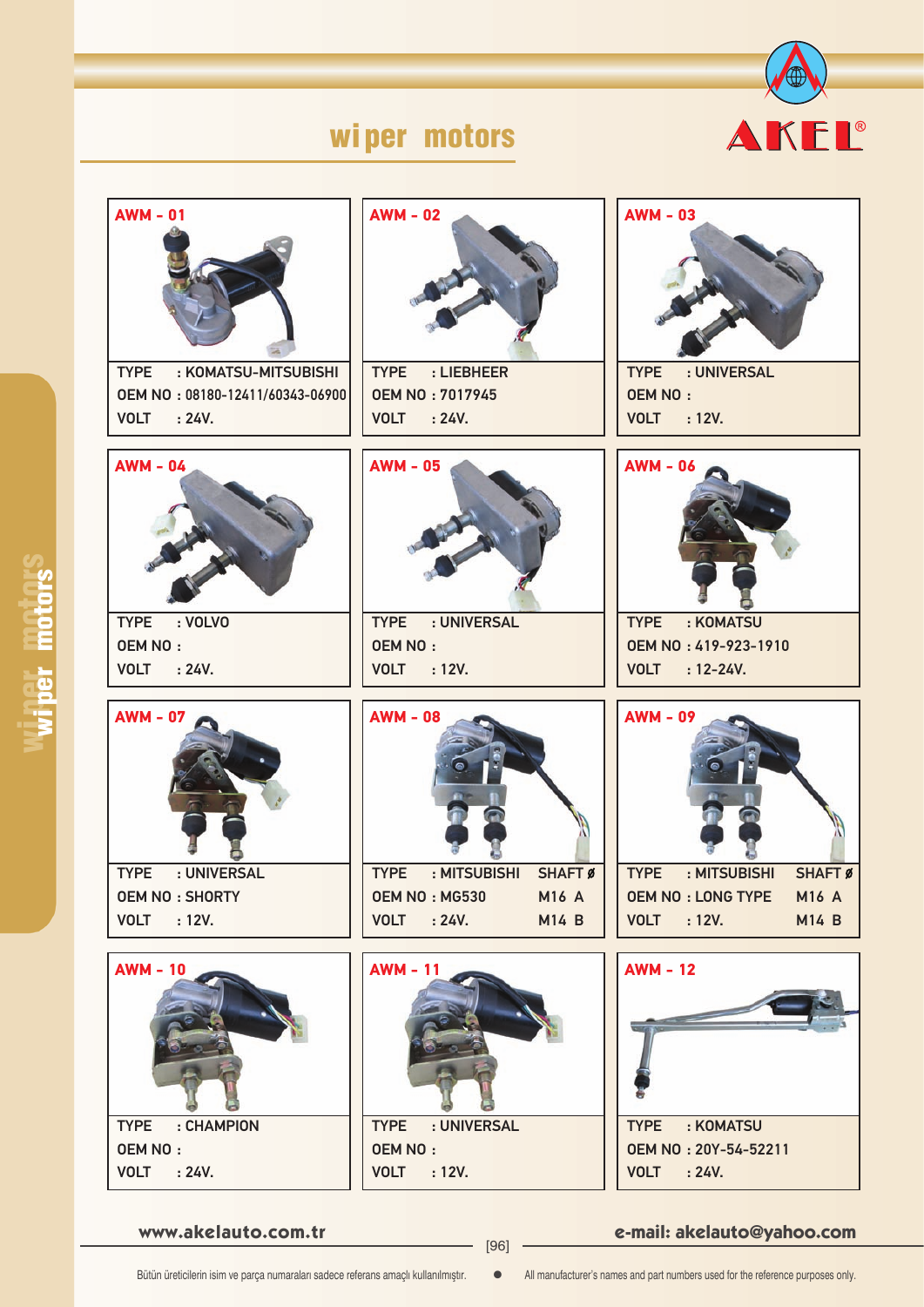# wiper motors

AKEL®

| Code | TYPE | OEM NO | VOLT | SHAFT ø |
|---|---|---|---|---|
| AWM - 01 | KOMATSU-MITSUBISHI | 08180-12411/60343-06900 | 24V. | |
| AWM - 02 | LIEBHEER | 7017945 | 24V. | |
| AWM - 03 | UNIVERSAL | | 12V. | |
| AWM - 04 | VOLVO | | 24V. | |
| AWM - 05 | UNIVERSAL | | 12V. | |
| AWM - 06 | KOMATSU | 419-923-1910 | 12-24V. | |
| AWM - 07 | UNIVERSAL | SHORTY | 12V. | |
| AWM - 08 | MITSUBISHI | MG530 | 24V. | M16 A / M14 B |
| AWM - 09 | MITSUBISHI | LONG TYPE | 12V. | M16 A / M14 B |
| AWM - 10 | CHAMPION | | 24V. | |
| AWM - 11 | UNIVERSAL | | 12V. | |
| AWM - 12 | KOMATSU | 20Y-54-52211 | 24V. | |

www.akelauto.com.tr

e-mail: akelauto@yahoo.com

Bütün üreticilerin isim ve parça numaraları sadece referans amaçlı kullanılmıştır. • All manufacturer's names and part numbers used for the reference purposes only.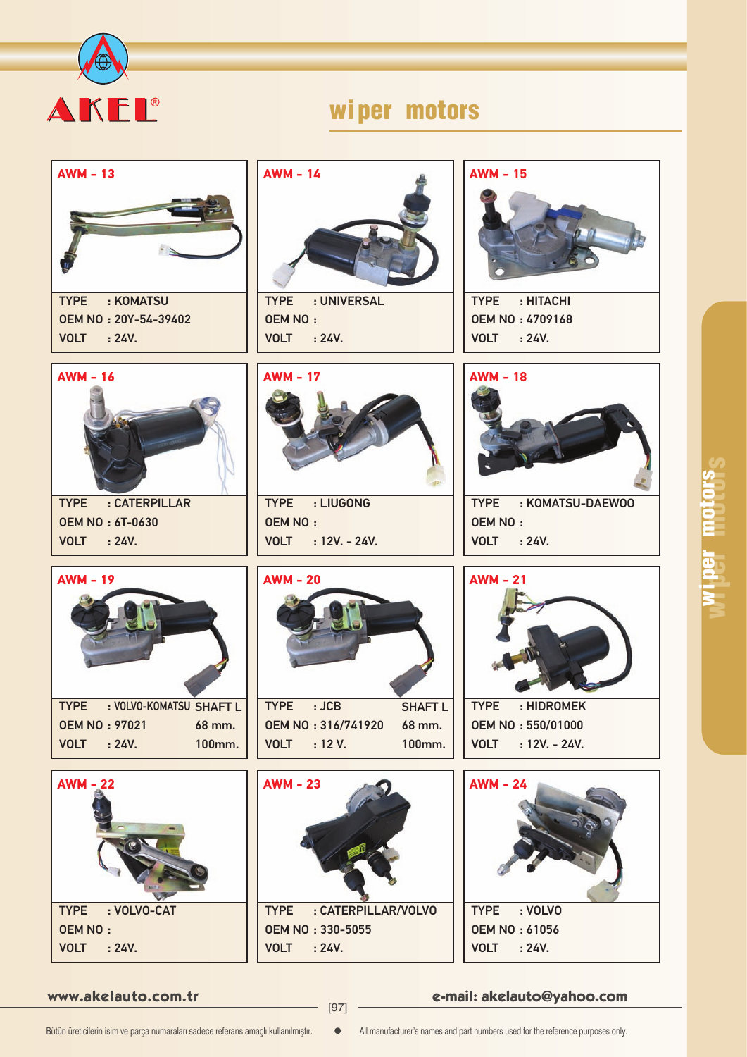# wiper motors

### AWM - 13

TYPE : KOMATSU
OEM NO : 20Y-54-39402
VOLT : 24V.

### AWM - 14

TYPE : UNIVERSAL
OEM NO :
VOLT : 24V.

### AWM - 15

TYPE : HITACHI
OEM NO : 4709168
VOLT : 24V.

### AWM - 16

TYPE : CATERPILLAR
OEM NO : 6T-0630
VOLT : 24V.

### AWM - 17

TYPE : LIUGONG
OEM NO :
VOLT : 12V. - 24V.

### AWM - 18

TYPE : KOMATSU-DAEWOO
OEM NO :
VOLT : 24V.

### AWM - 19

TYPE : VOLVO-KOMATSU
OEM NO : 97021
VOLT : 24V.
SHAFT L
68 mm.
100mm.

### AWM - 20

TYPE : JCB
OEM NO : 316/741920
VOLT : 12 V.
SHAFT L
68 mm.
100mm.

### AWM - 21

TYPE : HIDROMEK
OEM NO : 550/01000
VOLT : 12V. - 24V.

### AWM - 22

TYPE : VOLVO-CAT
OEM NO :
VOLT : 24V.

### AWM - 23

TYPE : CATERPILLAR/VOLVO
OEM NO : 330-5055
VOLT : 24V.

### AWM - 24

TYPE : VOLVO
OEM NO : 61056
VOLT : 24V.

www.akelauto.com.tr — e-mail: akelauto@yahoo.com

Bütün üreticilerin isim ve parça numaraları sadece referans amaçlı kullanılmıştır. ● All manufacturer's names and part numbers used for the reference purposes only.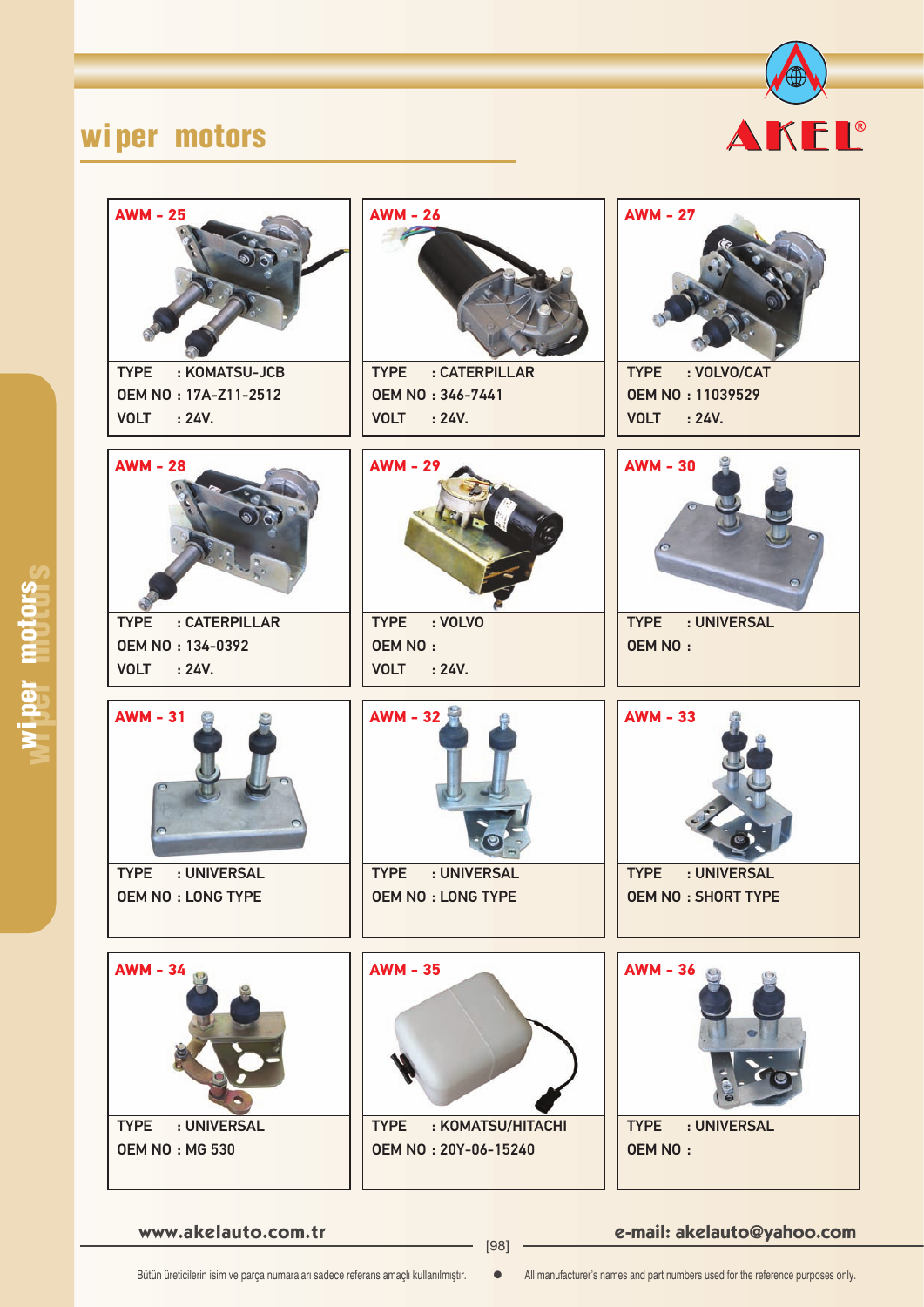# wiper motors

AKEL®

**AWM - 25**
TYPE : KOMATSU-JCB
OEM NO : 17A-Z11-2512
VOLT : 24V.

**AWM - 26**
TYPE : CATERPILLAR
OEM NO : 346-7441
VOLT : 24V.

**AWM - 27**
TYPE : VOLVO/CAT
OEM NO : 11039529
VOLT : 24V.

**AWM - 28**
TYPE : CATERPILLAR
OEM NO : 134-0392
VOLT : 24V.

**AWM - 29**
TYPE : VOLVO
OEM NO :
VOLT : 24V.

**AWM - 30**
TYPE : UNIVERSAL
OEM NO :

**AWM - 31**
TYPE : UNIVERSAL
OEM NO : LONG TYPE

**AWM - 32**
TYPE : UNIVERSAL
OEM NO : LONG TYPE

**AWM - 33**
TYPE : UNIVERSAL
OEM NO : SHORT TYPE

**AWM - 34**
TYPE : UNIVERSAL
OEM NO : MG 530

**AWM - 35**
TYPE : KOMATSU/HITACHI
OEM NO : 20Y-06-15240

**AWM - 36**
TYPE : UNIVERSAL
OEM NO :

www.akelauto.com.tr e-mail: akelauto@yahoo.com

Bütün üreticilerin isim ve parça numaraları sadece referans amaçlı kullanılmıştır. ● All manufacturer's names and part numbers used for the reference purposes only.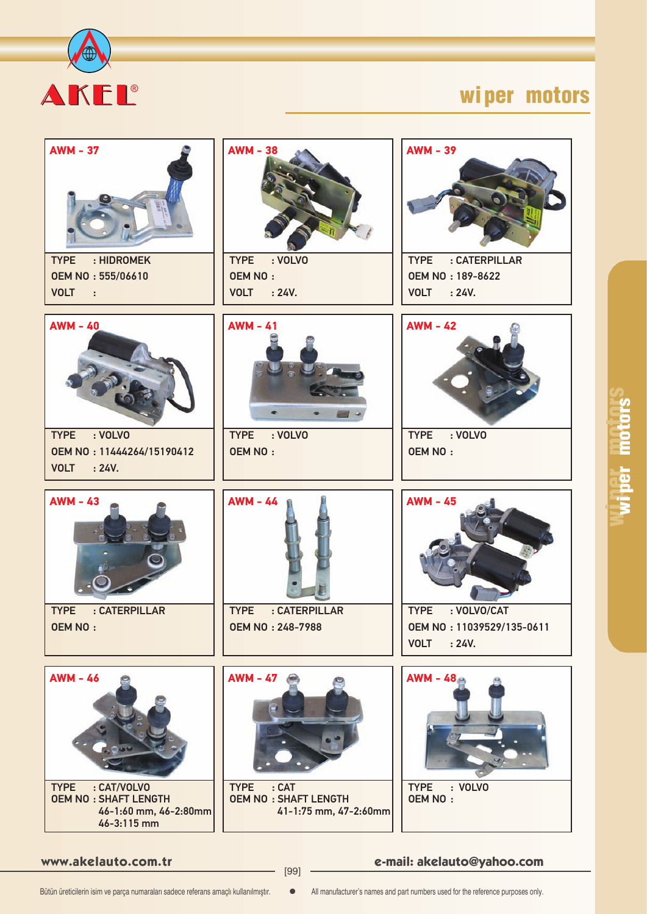# wiper motors

## AWM - 37

TYPE : HIDROMEK
OEM NO : 555/06610
VOLT :

## AWM - 38

TYPE : VOLVO
OEM NO :
VOLT : 24V.

## AWM - 39

TYPE : CATERPILLAR
OEM NO : 189-8622
VOLT : 24V.

## AWM - 40

TYPE : VOLVO
OEM NO : 11444264/15190412
VOLT : 24V.

## AWM - 41

TYPE : VOLVO
OEM NO :

## AWM - 42

TYPE : VOLVO
OEM NO :

## AWM - 43

TYPE : CATERPILLAR
OEM NO :

## AWM - 44

TYPE : CATERPILLAR
OEM NO : 248-7988

## AWM - 45

TYPE : VOLVO/CAT
OEM NO : 11039529/135-0611
VOLT : 24V.

## AWM - 46

TYPE : CAT/VOLVO
OEM NO : SHAFT LENGTH
46-1:60 mm, 46-2:80mm
46-3:115 mm

## AWM - 47

TYPE : CAT
OEM NO : SHAFT LENGTH
41-1:75 mm, 47-2:60mm

## AWM - 48

TYPE : VOLVO
OEM NO :

www.akelauto.com.tr

e-mail: akelauto@yahoo.com

Bütün üreticilerin isim ve parça numaraları sadece referans amaçlı kullanılmıştır. • All manufacturer's names and part numbers used for the reference purposes only.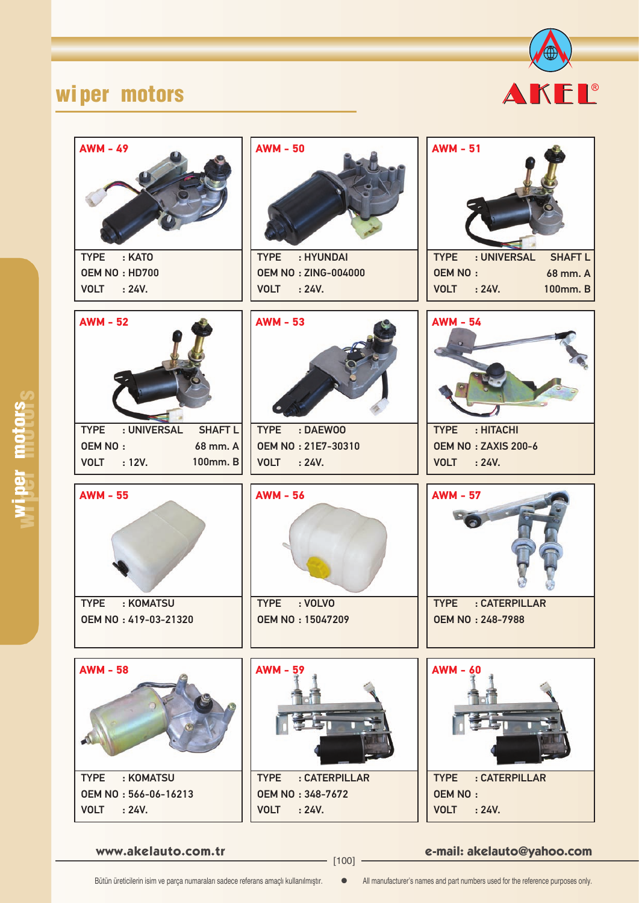# wiper motors

AKEL®

**AWM - 49**

TYPE : KATO
OEM NO : HD700
VOLT : 24V.

**AWM - 50**

TYPE : HYUNDAI
OEM NO : ZING-004000
VOLT : 24V.

**AWM - 51**

TYPE : UNIVERSAL SHAFT L
OEM NO : 68 mm. A
VOLT : 24V. 100mm. B

**AWM - 52**

TYPE : UNIVERSAL SHAFT L
OEM NO : 68 mm. A
VOLT : 12V. 100mm. B

**AWM - 53**

TYPE : DAEWOO
OEM NO : 21E7-30310
VOLT : 24V.

**AWM - 54**

TYPE : HITACHI
OEM NO : ZAXIS 200-6
VOLT : 24V.

**AWM - 55**

TYPE : KOMATSU
OEM NO : 419-03-21320

**AWM - 56**

TYPE : VOLVO
OEM NO : 15047209

**AWM - 57**

TYPE : CATERPILLAR
OEM NO : 248-7988

**AWM - 58**

TYPE : KOMATSU
OEM NO : 566-06-16213
VOLT : 24V.

**AWM - 59**

TYPE : CATERPILLAR
OEM NO : 348-7672
VOLT : 24V.

**AWM - 60**

TYPE : CATERPILLAR
OEM NO :
VOLT : 24V.

www.akelauto.com.tr e-mail: akelauto@yahoo.com

Bütün üreticilerin isim ve parça numaraları sadece referans amaçlı kullanılmıştır. All manufacturer's names and part numbers used for the reference purposes only.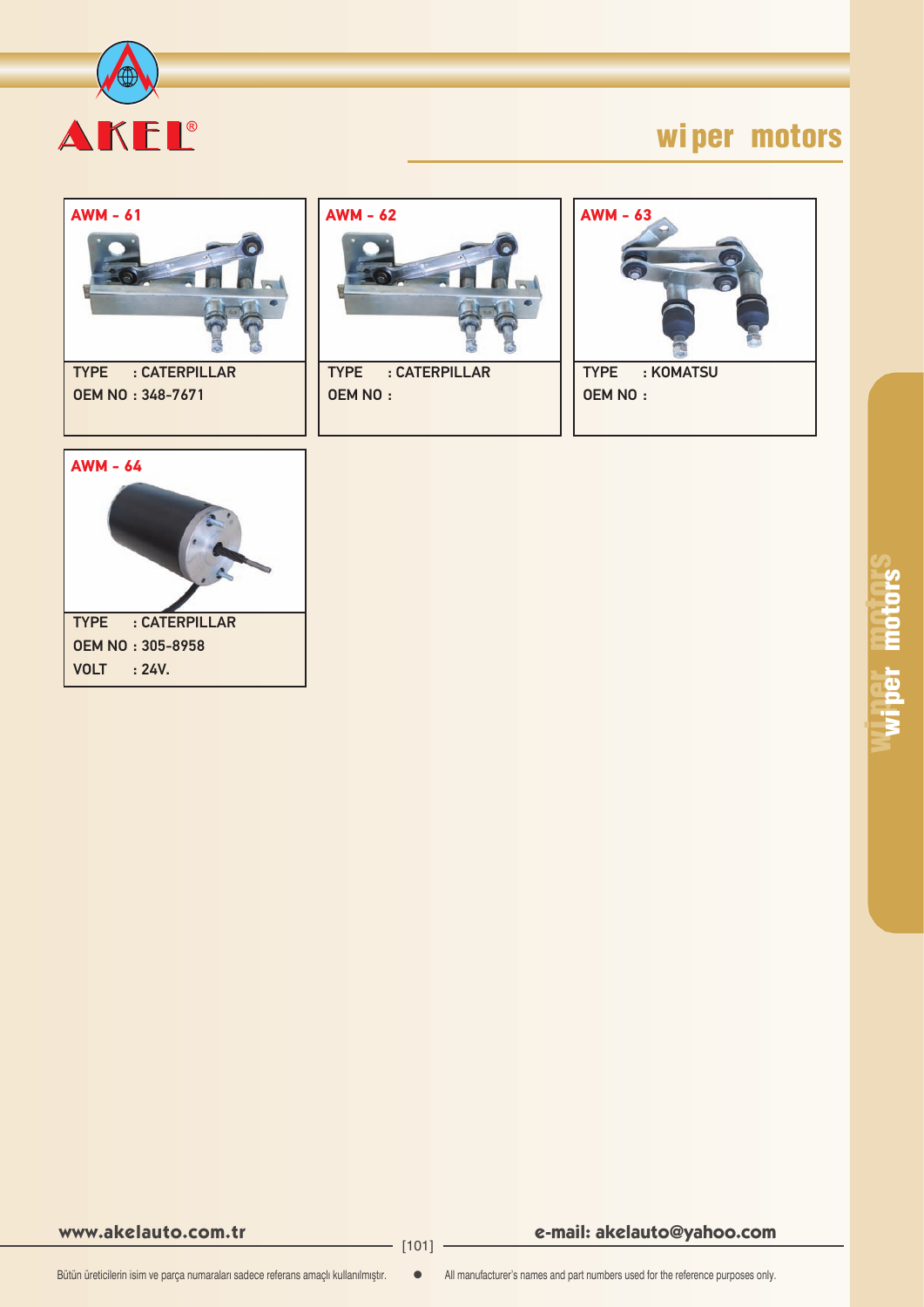# wiper motors

## AWM - 61

TYPE : CATERPILLAR
OEM NO : 348-7671

## AWM - 62

TYPE : CATERPILLAR
OEM NO :

## AWM - 63

TYPE : KOMATSU
OEM NO :

## AWM - 64

TYPE : CATERPILLAR
OEM NO : 305-8958
VOLT : 24V.

www.akelauto.com.tr

e-mail: akelauto@yahoo.com

Bütün üreticilerin isim ve parça numaraları sadece referans amaçlı kullanılmıştır. • All manufacturer's names and part numbers used for the reference purposes only.